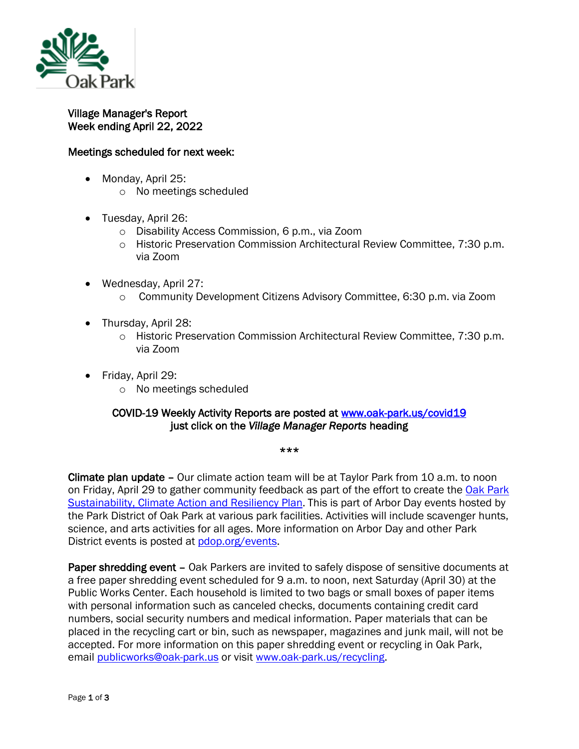Oak Park

**Village Manager's Report**
**Week ending April 22, 2022**

**Meetings scheduled for next week:**

- Monday, April 25:
  - No meetings scheduled

- Tuesday, April 26:
  - Disability Access Commission, 6 p.m., via Zoom
  - Historic Preservation Commission Architectural Review Committee, 7:30 p.m. via Zoom

- Wednesday, April 27:
  - Community Development Citizens Advisory Committee, 6:30 p.m. via Zoom

- Thursday, April 28:
  - Historic Preservation Commission Architectural Review Committee, 7:30 p.m. via Zoom

- Friday, April 29:
  - No meetings scheduled

**COVID-19 Weekly Activity Reports are posted at [www.oak-park.us/covid19](www.oak-park.us/covid19)**
**just click on the *Village Manager Reports* heading**

***

**Climate plan update –** Our climate action team will be at Taylor Park from 10 a.m. to noon on Friday, April 29 to gather community feedback as part of the effort to create the [Oak Park Sustainability, Climate Action and Resiliency Plan](). This is part of Arbor Day events hosted by the Park District of Oak Park at various park facilities. Activities will include scavenger hunts, science, and arts activities for all ages. More information on Arbor Day and other Park District events is posted at [pdop.org/events](pdop.org/events).

**Paper shredding event –** Oak Parkers are invited to safely dispose of sensitive documents at a free paper shredding event scheduled for 9 a.m. to noon, next Saturday (April 30) at the Public Works Center. Each household is limited to two bags or small boxes of paper items with personal information such as canceled checks, documents containing credit card numbers, social security numbers and medical information. Paper materials that can be placed in the recycling cart or bin, such as newspaper, magazines and junk mail, will not be accepted. For more information on this paper shredding event or recycling in Oak Park, email [publicworks@oak-park.us](mailto:publicworks@oak-park.us) or visit [www.oak-park.us/recycling](www.oak-park.us/recycling).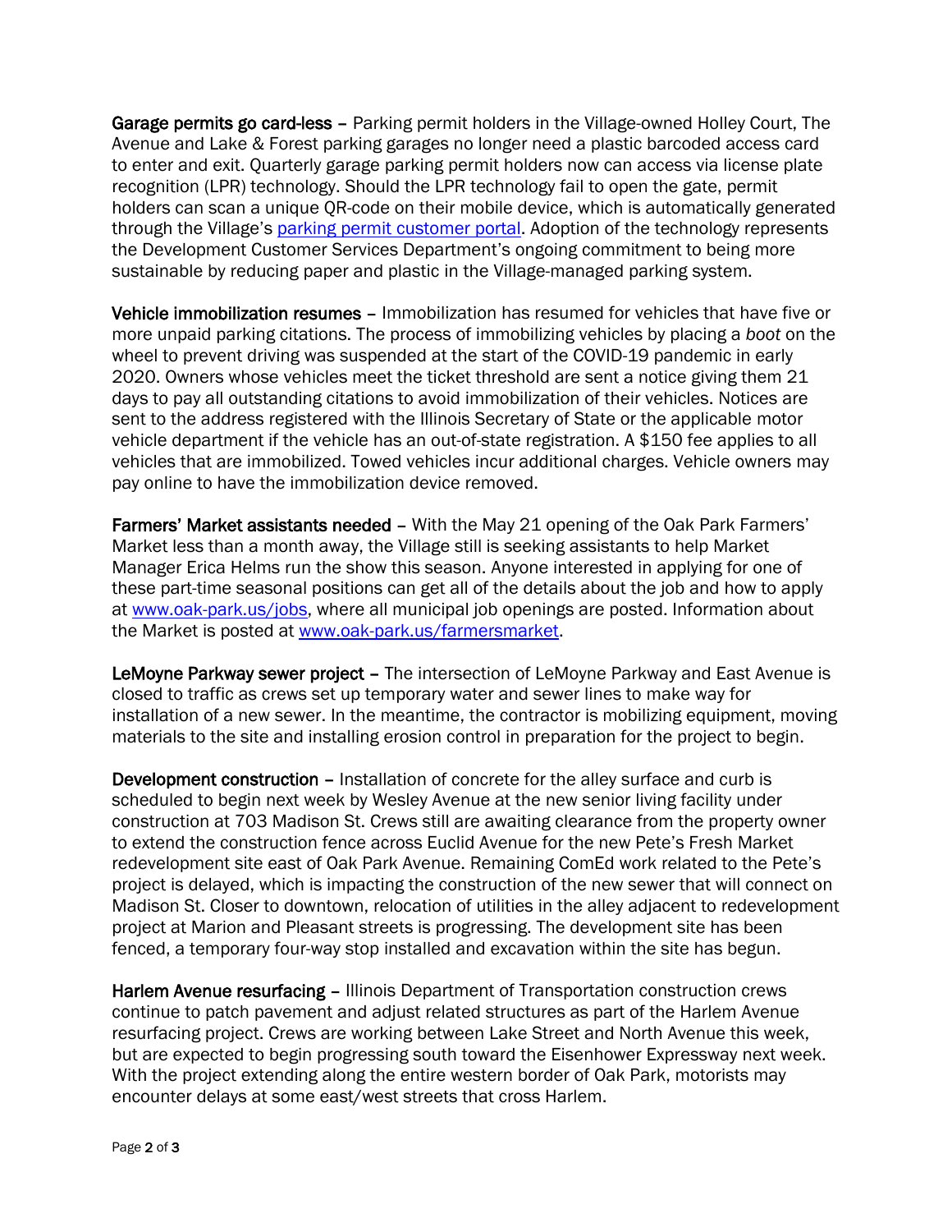**Garage permits go card-less** – Parking permit holders in the Village-owned Holley Court, The Avenue and Lake & Forest parking garages no longer need a plastic barcoded access card to enter and exit. Quarterly garage parking permit holders now can access via license plate recognition (LPR) technology. Should the LPR technology fail to open the gate, permit holders can scan a unique QR-code on their mobile device, which is automatically generated through the Village's parking permit customer portal. Adoption of the technology represents the Development Customer Services Department's ongoing commitment to being more sustainable by reducing paper and plastic in the Village-managed parking system.

**Vehicle immobilization resumes** – Immobilization has resumed for vehicles that have five or more unpaid parking citations. The process of immobilizing vehicles by placing a *boot* on the wheel to prevent driving was suspended at the start of the COVID-19 pandemic in early 2020. Owners whose vehicles meet the ticket threshold are sent a notice giving them 21 days to pay all outstanding citations to avoid immobilization of their vehicles. Notices are sent to the address registered with the Illinois Secretary of State or the applicable motor vehicle department if the vehicle has an out-of-state registration. A $150 fee applies to all vehicles that are immobilized. Towed vehicles incur additional charges. Vehicle owners may pay online to have the immobilization device removed.

**Farmers' Market assistants needed** – With the May 21 opening of the Oak Park Farmers' Market less than a month away, the Village still is seeking assistants to help Market Manager Erica Helms run the show this season. Anyone interested in applying for one of these part-time seasonal positions can get all of the details about the job and how to apply at www.oak-park.us/jobs, where all municipal job openings are posted. Information about the Market is posted at www.oak-park.us/farmersmarket.

**LeMoyne Parkway sewer project** – The intersection of LeMoyne Parkway and East Avenue is closed to traffic as crews set up temporary water and sewer lines to make way for installation of a new sewer. In the meantime, the contractor is mobilizing equipment, moving materials to the site and installing erosion control in preparation for the project to begin.

**Development construction** – Installation of concrete for the alley surface and curb is scheduled to begin next week by Wesley Avenue at the new senior living facility under construction at 703 Madison St. Crews still are awaiting clearance from the property owner to extend the construction fence across Euclid Avenue for the new Pete's Fresh Market redevelopment site east of Oak Park Avenue. Remaining ComEd work related to the Pete's project is delayed, which is impacting the construction of the new sewer that will connect on Madison St. Closer to downtown, relocation of utilities in the alley adjacent to redevelopment project at Marion and Pleasant streets is progressing. The development site has been fenced, a temporary four-way stop installed and excavation within the site has begun.

**Harlem Avenue resurfacing** – Illinois Department of Transportation construction crews continue to patch pavement and adjust related structures as part of the Harlem Avenue resurfacing project. Crews are working between Lake Street and North Avenue this week, but are expected to begin progressing south toward the Eisenhower Expressway next week. With the project extending along the entire western border of Oak Park, motorists may encounter delays at some east/west streets that cross Harlem.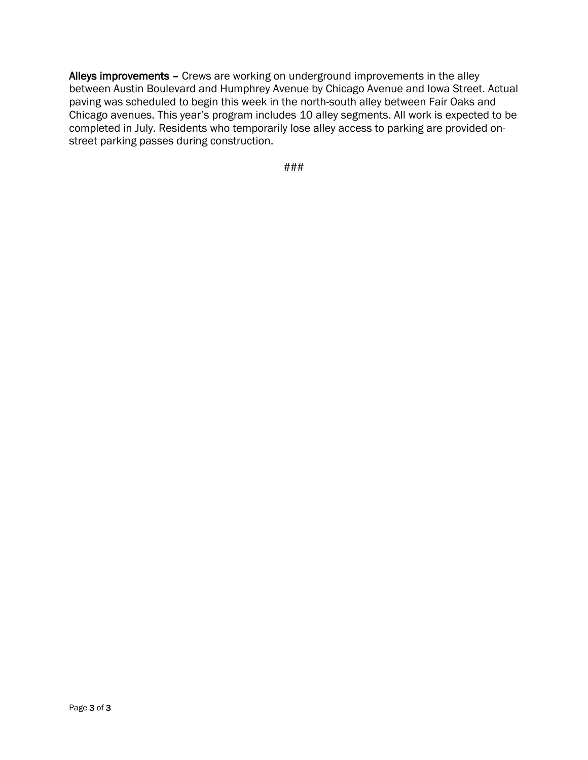**Alleys improvements** – Crews are working on underground improvements in the alley between Austin Boulevard and Humphrey Avenue by Chicago Avenue and Iowa Street. Actual paving was scheduled to begin this week in the north-south alley between Fair Oaks and Chicago avenues. This year's program includes 10 alley segments. All work is expected to be completed in July. Residents who temporarily lose alley access to parking are provided on-street parking passes during construction.

###